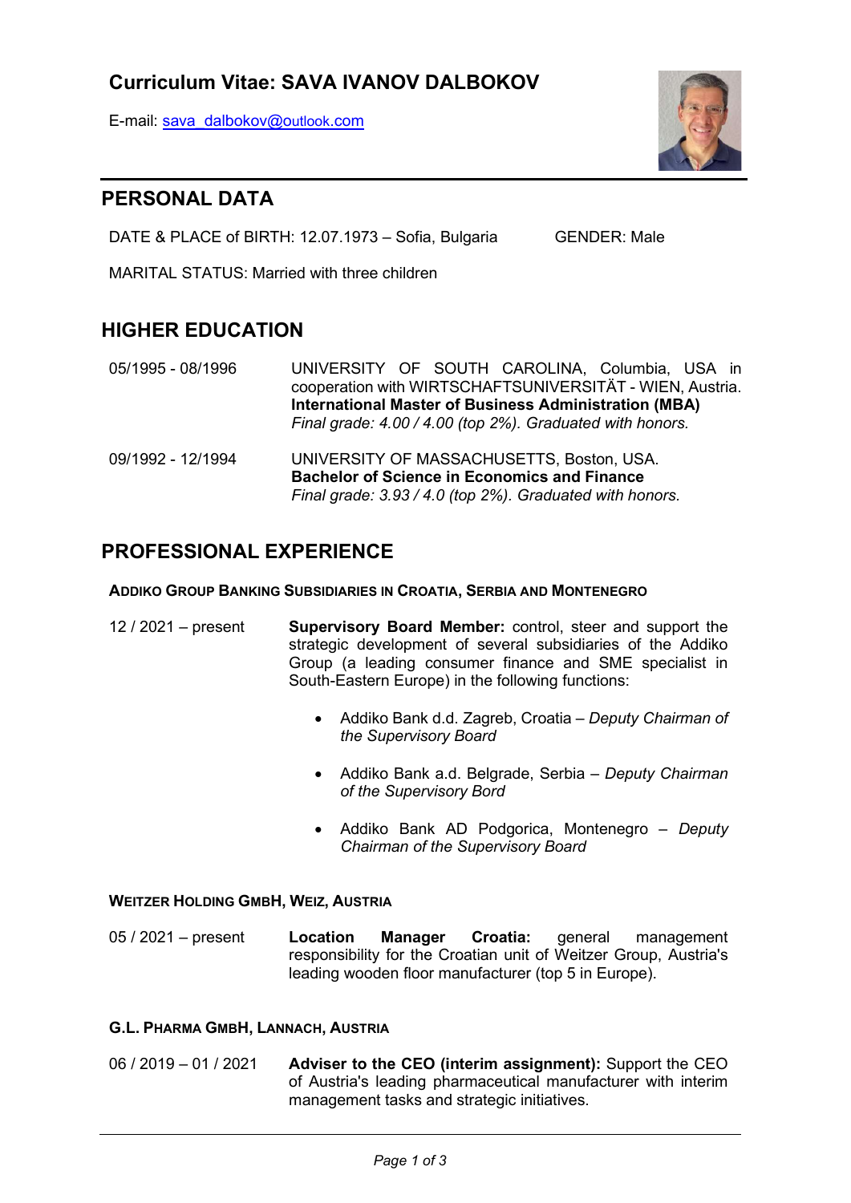# Curriculum Vitae: SAVA IVANOV DALBOKOV

E-mail: sava_dalbokov@outlook.com

## PERSONAL DATA

DATE & PLACE of BIRTH: 12.07.1973 – Sofia, Bulgaria GENDER: Male

MARITAL STATUS: Married with three children

## HIGHER EDUCATION

05/1995 - 08/1996 UNIVERSITY OF SOUTH CAROLINA, Columbia, USA in cooperation with WIRTSCHAFTSUNIVERSITÄT - WIEN, Austria.
**International Master of Business Administration (MBA)**
*Final grade: 4.00 / 4.00 (top 2%). Graduated with honors.*

09/1992 - 12/1994 UNIVERSITY OF MASSACHUSETTS, Boston, USA.
**Bachelor of Science in Economics and Finance**
*Final grade: 3.93 / 4.0 (top 2%). Graduated with honors.*

## PROFESSIONAL EXPERIENCE

### ADDIKO GROUP BANKING SUBSIDIARIES IN CROATIA, SERBIA AND MONTENEGRO

12 / 2021 – present **Supervisory Board Member:** control, steer and support the strategic development of several subsidiaries of the Addiko Group (a leading consumer finance and SME specialist in South-Eastern Europe) in the following functions:

- Addiko Bank d.d. Zagreb, Croatia – *Deputy Chairman of the Supervisory Board*
- Addiko Bank a.d. Belgrade, Serbia – *Deputy Chairman of the Supervisory Bord*
- Addiko Bank AD Podgorica, Montenegro – *Deputy Chairman of the Supervisory Board*

### WEITZER HOLDING GMBH, WEIZ, AUSTRIA

05 / 2021 – present **Location Manager Croatia:** general management responsibility for the Croatian unit of Weitzer Group, Austria's leading wooden floor manufacturer (top 5 in Europe).

### G.L. PHARMA GMBH, LANNACH, AUSTRIA

06 / 2019 – 01 / 2021 **Adviser to the CEO (interim assignment):** Support the CEO of Austria's leading pharmaceutical manufacturer with interim management tasks and strategic initiatives.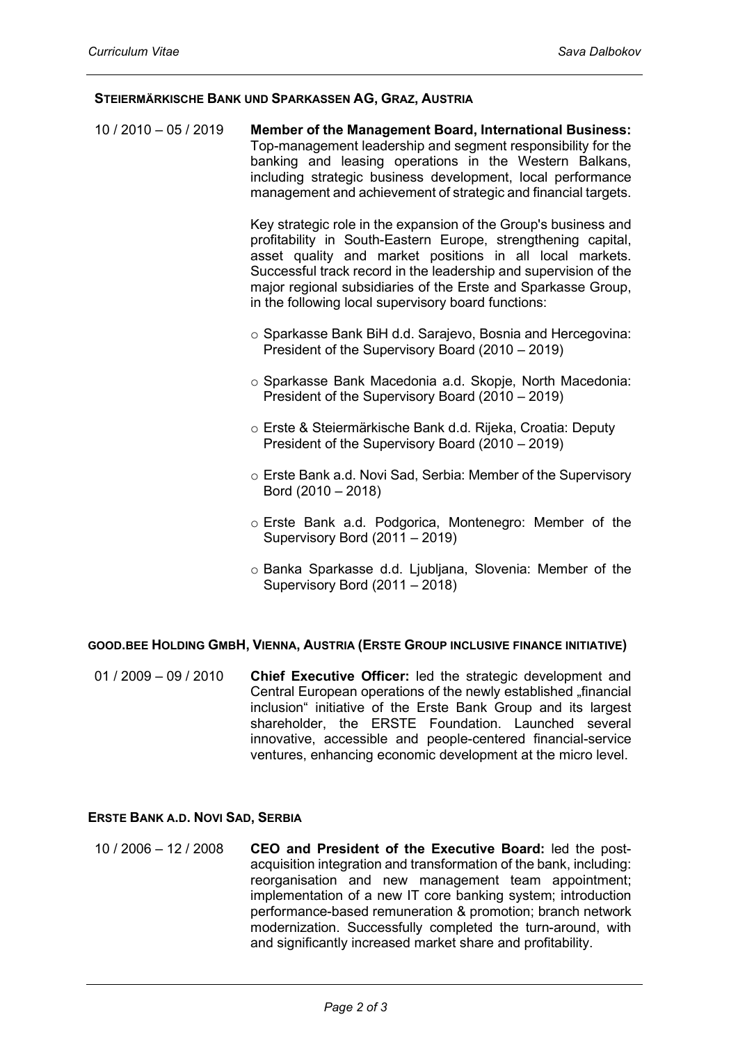### Steiermärkische Bank und Sparkassen AG, Graz, Austria

10 / 2010 – 05 / 2019 **Member of the Management Board, International Business:** Top-management leadership and segment responsibility for the banking and leasing operations in the Western Balkans, including strategic business development, local performance management and achievement of strategic and financial targets.

Key strategic role in the expansion of the Group's business and profitability in South-Eastern Europe, strengthening capital, asset quality and market positions in all local markets. Successful track record in the leadership and supervision of the major regional subsidiaries of the Erste and Sparkasse Group, in the following local supervisory board functions:

- Sparkasse Bank BiH d.d. Sarajevo, Bosnia and Hercegovina: President of the Supervisory Board (2010 – 2019)
- Sparkasse Bank Macedonia a.d. Skopje, North Macedonia: President of the Supervisory Board (2010 – 2019)
- Erste & Steiermärkische Bank d.d. Rijeka, Croatia: Deputy President of the Supervisory Board (2010 – 2019)
- Erste Bank a.d. Novi Sad, Serbia: Member of the Supervisory Bord (2010 – 2018)
- Erste Bank a.d. Podgorica, Montenegro: Member of the Supervisory Bord (2011 – 2019)
- Banka Sparkasse d.d. Ljubljana, Slovenia: Member of the Supervisory Bord (2011 – 2018)

### good.bee Holding GmbH, Vienna, Austria (Erste Group inclusive finance initiative)

01 / 2009 – 09 / 2010 **Chief Executive Officer:** led the strategic development and Central European operations of the newly established „financial inclusion" initiative of the Erste Bank Group and its largest shareholder, the ERSTE Foundation. Launched several innovative, accessible and people-centered financial-service ventures, enhancing economic development at the micro level.

### Erste Bank a.d. Novi Sad, Serbia

10 / 2006 – 12 / 2008 **CEO and President of the Executive Board:** led the post-acquisition integration and transformation of the bank, including: reorganisation and new management team appointment; implementation of a new IT core banking system; introduction performance-based remuneration & promotion; branch network modernization. Successfully completed the turn-around, with and significantly increased market share and profitability.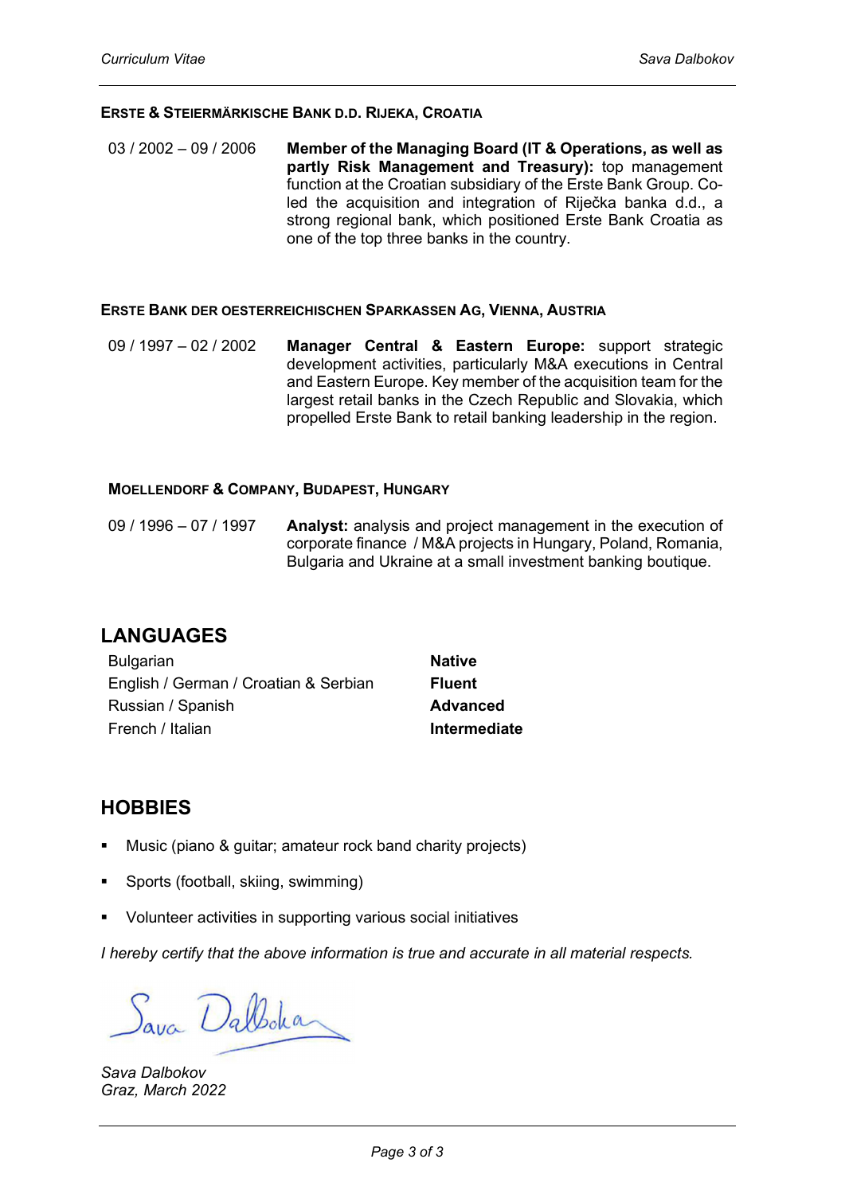**ERSTE & STEIERMÄRKISCHE BANK D.D. RIJEKA, CROATIA**

| | |
|---|---|
| 03 / 2002 – 09 / 2006 | **Member of the Managing Board (IT & Operations, as well as partly Risk Management and Treasury):** top management function at the Croatian subsidiary of the Erste Bank Group. Co-led the acquisition and integration of Riječka banka d.d., a strong regional bank, which positioned Erste Bank Croatia as one of the top three banks in the country. |

**ERSTE BANK DER OESTERREICHISCHEN SPARKASSEN AG, VIENNA, AUSTRIA**

| | |
|---|---|
| 09 / 1997 – 02 / 2002 | **Manager Central & Eastern Europe:** support strategic development activities, particularly M&A executions in Central and Eastern Europe. Key member of the acquisition team for the largest retail banks in the Czech Republic and Slovakia, which propelled Erste Bank to retail banking leadership in the region. |

**MOELLENDORF & COMPANY, BUDAPEST, HUNGARY**

| | |
|---|---|
| 09 / 1996 – 07 / 1997 | **Analyst:** analysis and project management in the execution of corporate finance / M&A projects in Hungary, Poland, Romania, Bulgaria and Ukraine at a small investment banking boutique. |

## LANGUAGES

| | |
|---|---|
| Bulgarian | **Native** |
| English / German / Croatian & Serbian | **Fluent** |
| Russian / Spanish | **Advanced** |
| French / Italian | **Intermediate** |

## HOBBIES

- Music (piano & guitar; amateur rock band charity projects)
- Sports (football, skiing, swimming)
- Volunteer activities in supporting various social initiatives

*I hereby certify that the above information is true and accurate in all material respects.*

Sava Dalbokov

*Sava Dalbokov*
*Graz, March 2022*